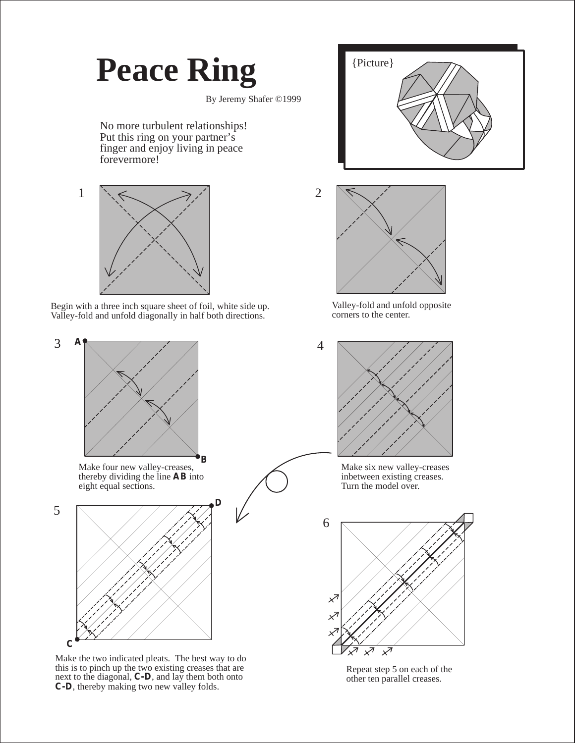# Peace Ring

By Jeremy Shafer ©1999

No more turbulent relationships! Put this ring on your partner's finger and enjoy living in peace forevermore!

{Picture}

1

Begin with a three inch square sheet of foil, white side up. Valley-fold and unfold diagonally in half both directions.

2

Valley-fold and unfold opposite corners to the center.

3

Make four new valley-creases, thereby dividing the line **AB** into eight equal sections.

4

Make six new valley-creases inbetween existing creases. Turn the model over.

5

Make the two indicated pleats. The best way to do this is to pinch up the two existing creases that are next to the diagonal, **C-D**, and lay them both onto **C-D**, thereby making two new valley folds.

6

Repeat step 5 on each of the other ten parallel creases.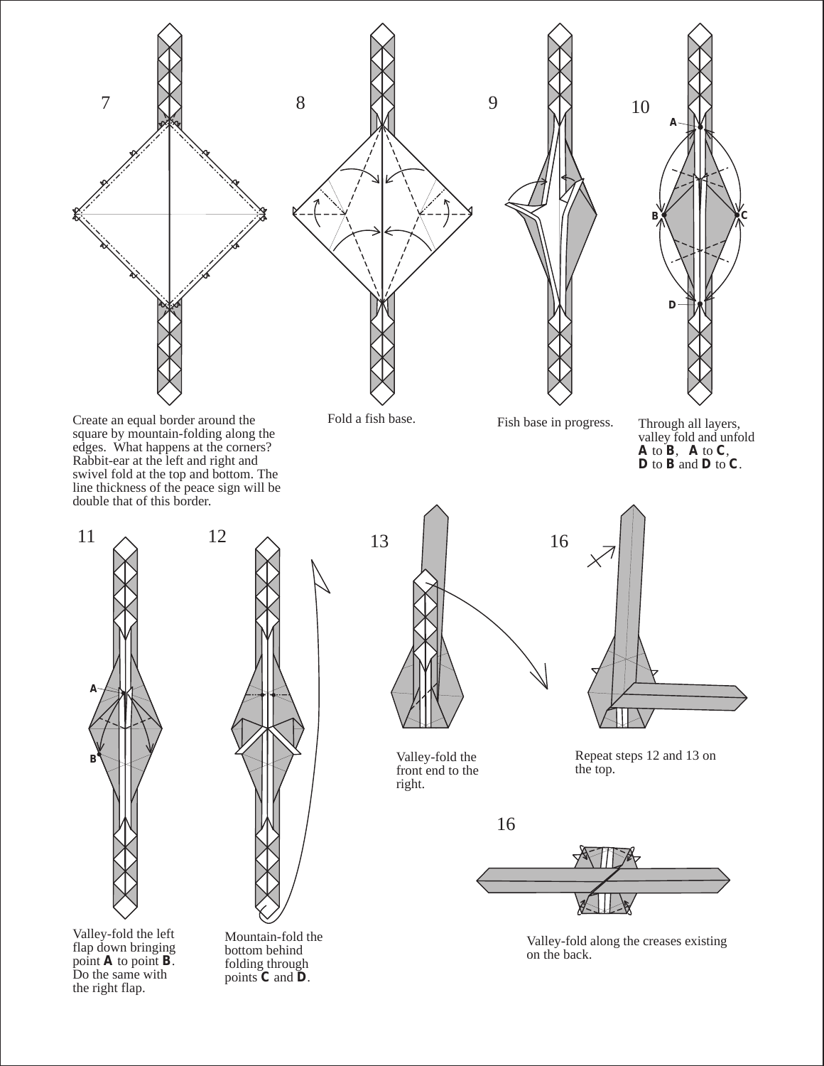7

Create an equal border around the square by mountain-folding along the edges. What happens at the corners? Rabbit-ear at the left and right and swivel fold at the top and bottom. The line thickness of the peace sign will be double that of this border.

8

Fold a fish base.

9

Fish base in progress.

10

Through all layers, valley fold and unfold **A** to **B**, **A** to **C**, **D** to **B** and **D** to **C**.

11

Valley-fold the left flap down bringing point **A** to point **B**. Do the same with the right flap.

12

Mountain-fold the bottom behind folding through points **C** and **D**.

13

Valley-fold the front end to the right.

16

Repeat steps 12 and 13 on the top.

16

Valley-fold along the creases existing on the back.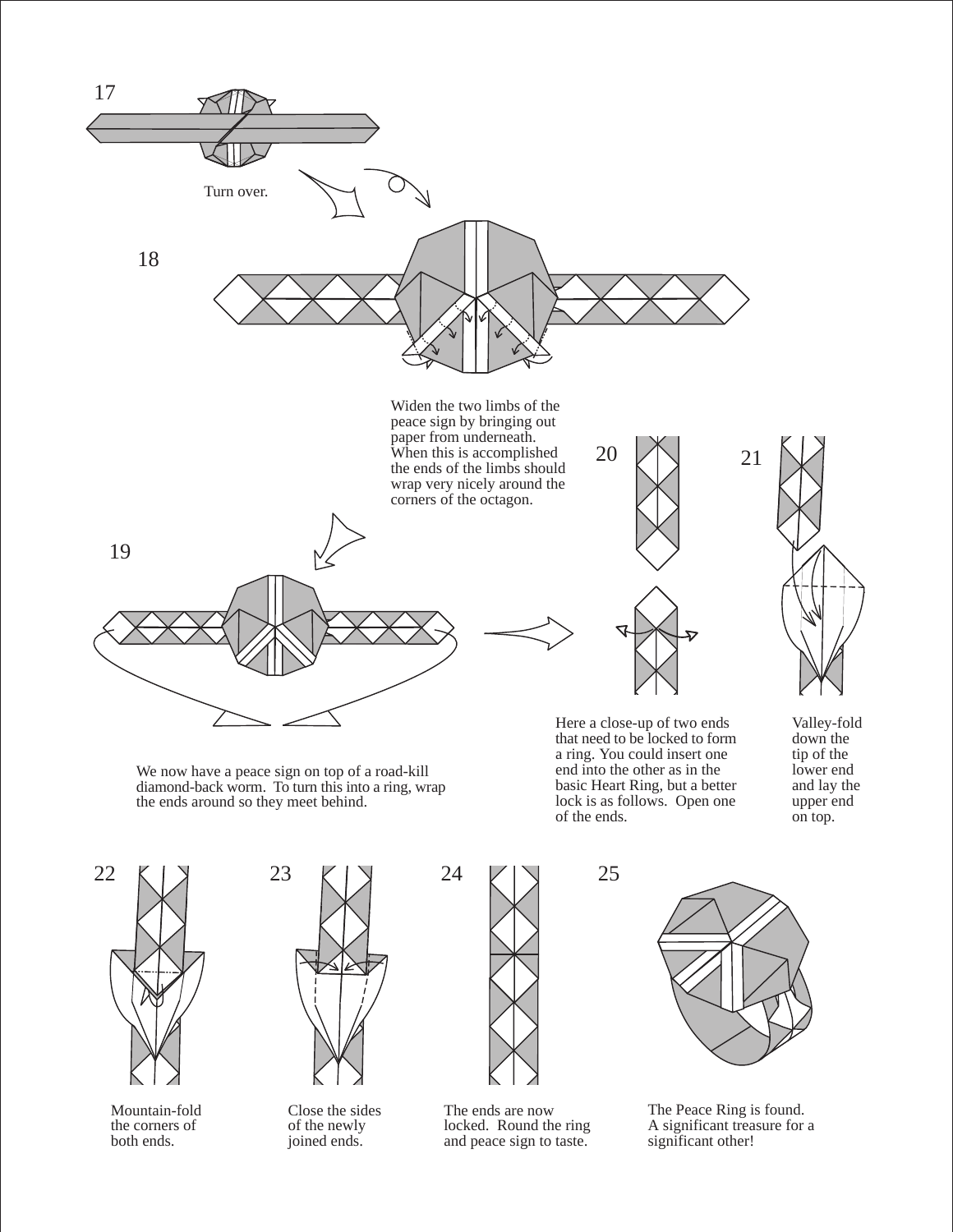17

Turn over.

18

Widen the two limbs of the peace sign by bringing out paper from underneath. When this is accomplished the ends of the limbs should wrap very nicely around the corners of the octagon.

19

We now have a peace sign on top of a road-kill diamond-back worm. To turn this into a ring, wrap the ends around so they meet behind.

20

Here a close-up of two ends that need to be locked to form a ring. You could insert one end into the other as in the basic Heart Ring, but a better lock is as follows. Open one of the ends.

21

Valley-fold down the tip of the lower end and lay the upper end on top.

22

Mountain-fold the corners of both ends.

23

Close the sides of the newly joined ends.

24

The ends are now locked. Round the ring and peace sign to taste.

25

The Peace Ring is found. A significant treasure for a significant other!